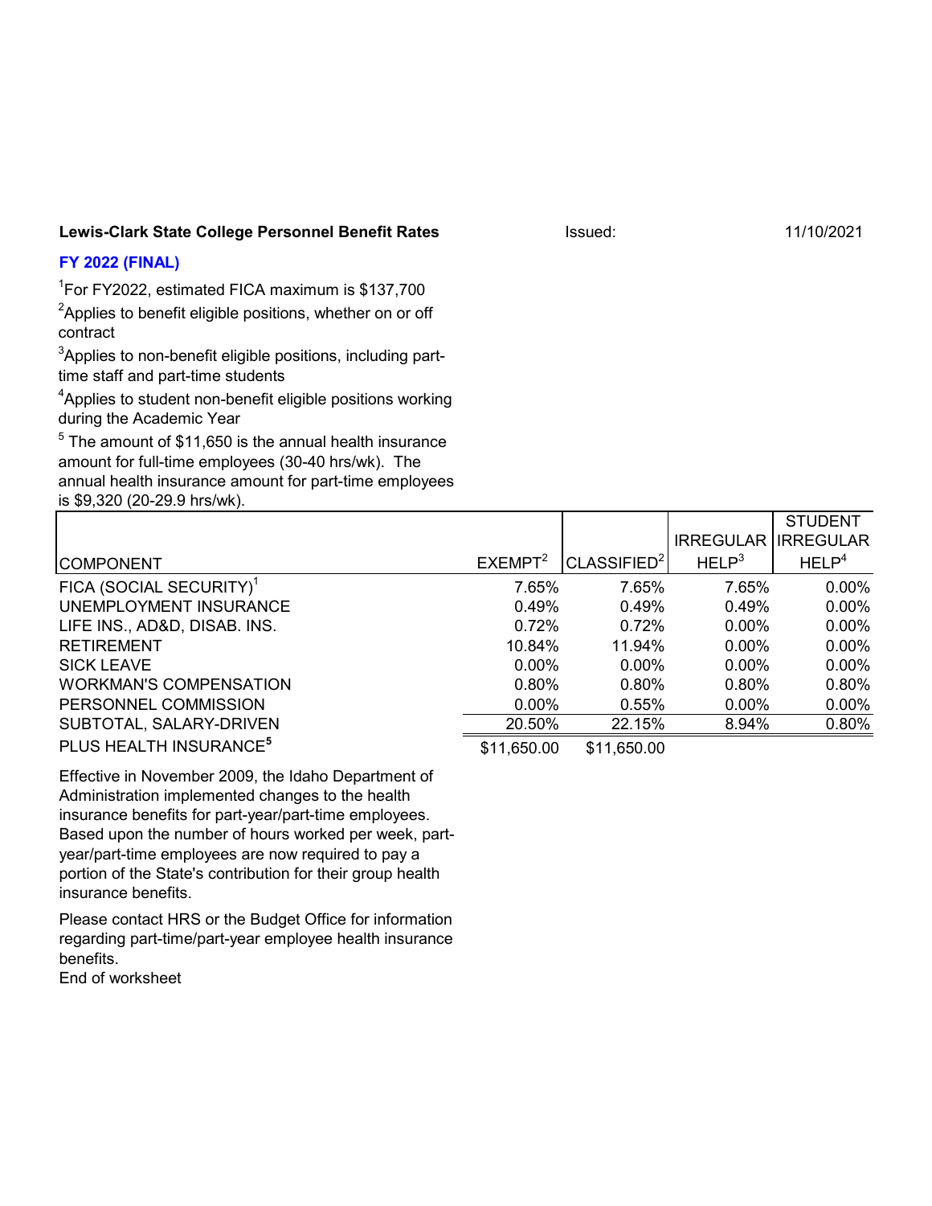**Lewis-Clark State College Personnel Benefit Rates** Issued: 11/10/2021

**FY 2022 (FINAL)**

[1]For FY2022, estimated FICA maximum is $137,700

[2]Applies to benefit eligible positions, whether on or off contract

[3]Applies to non-benefit eligible positions, including part-time staff and part-time students

[4]Applies to student non-benefit eligible positions working during the Academic Year

[5] The amount of $11,650 is the annual health insurance amount for full-time employees (30-40 hrs/wk). The annual health insurance amount for part-time employees is $9,320 (20-29.9 hrs/wk).

| COMPONENT | EXEMPT[2] | CLASSIFIED[2] | IRREGULAR HELP[3] | STUDENT IRREGULAR HELP[4] |
|---|---|---|---|---|
| FICA (SOCIAL SECURITY)[1] | 7.65% | 7.65% | 7.65% | 0.00% |
| UNEMPLOYMENT INSURANCE | 0.49% | 0.49% | 0.49% | 0.00% |
| LIFE INS., AD&D, DISAB. INS. | 0.72% | 0.72% | 0.00% | 0.00% |
| RETIREMENT | 10.84% | 11.94% | 0.00% | 0.00% |
| SICK LEAVE | 0.00% | 0.00% | 0.00% | 0.00% |
| WORKMAN'S COMPENSATION | 0.80% | 0.80% | 0.80% | 0.80% |
| PERSONNEL COMMISSION | 0.00% | 0.55% | 0.00% | 0.00% |
| SUBTOTAL, SALARY-DRIVEN | 20.50% | 22.15% | 8.94% | 0.80% |
| PLUS HEALTH INSURANCE[5] | $11,650.00 | $11,650.00 | | |

Effective in November 2009, the Idaho Department of Administration implemented changes to the health insurance benefits for part-year/part-time employees. Based upon the number of hours worked per week, part-year/part-time employees are now required to pay a portion of the State's contribution for their group health insurance benefits.

Please contact HRS or the Budget Office for information regarding part-time/part-year employee health insurance benefits.

End of worksheet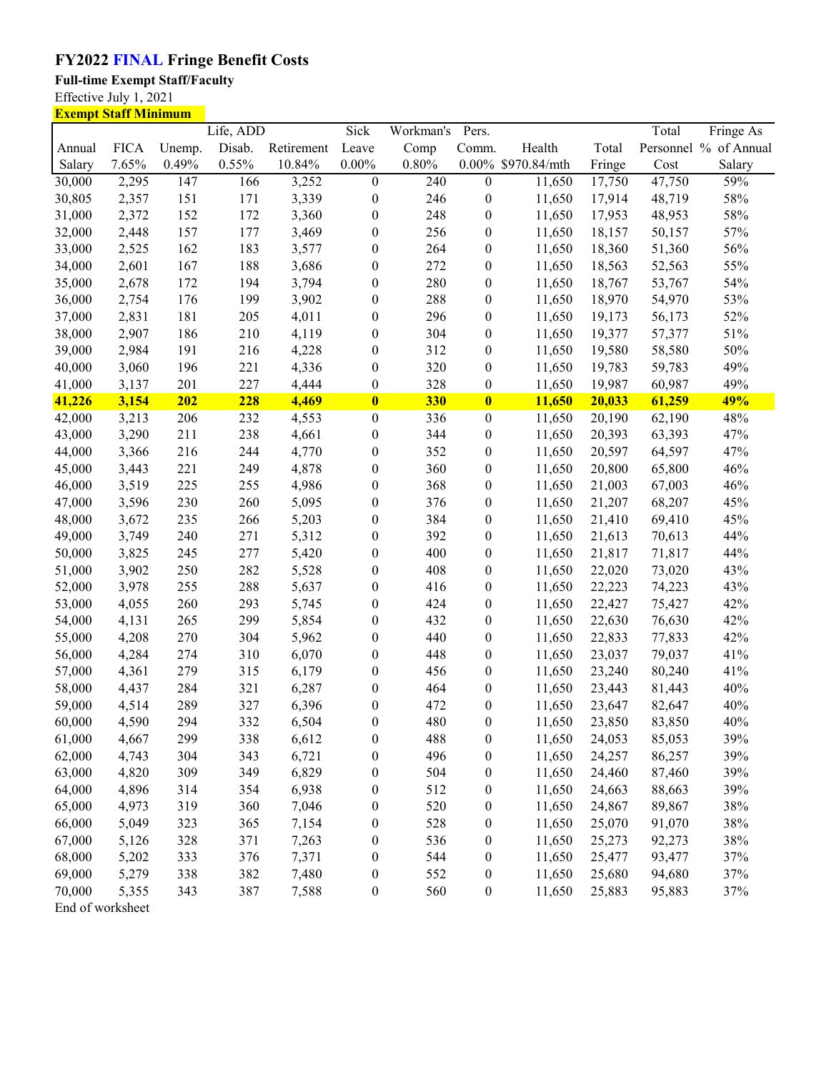# FY2022 FINAL Fringe Benefit Costs

**Full-time Exempt Staff/Faculty**

Effective July 1, 2021

**Exempt Staff Minimum**

| Annual Salary | FICA 7.65% | Unemp. 0.49% | Life, ADD Disab. 0.55% | Retirement 10.84% | Sick Leave 0.00% | Workman's Comp 0.80% | Pers. Comm. 0.00% | Health $970.84/mth | Total Fringe | Total Personnel Cost | Fringe As % of Annual Salary |
|---|---|---|---|---|---|---|---|---|---|---|---|
| 30,000 | 2,295 | 147 | 166 | 3,252 | 0 | 240 | 0 | 11,650 | 17,750 | 47,750 | 59% |
| 30,805 | 2,357 | 151 | 171 | 3,339 | 0 | 246 | 0 | 11,650 | 17,914 | 48,719 | 58% |
| 31,000 | 2,372 | 152 | 172 | 3,360 | 0 | 248 | 0 | 11,650 | 17,953 | 48,953 | 58% |
| 32,000 | 2,448 | 157 | 177 | 3,469 | 0 | 256 | 0 | 11,650 | 18,157 | 50,157 | 57% |
| 33,000 | 2,525 | 162 | 183 | 3,577 | 0 | 264 | 0 | 11,650 | 18,360 | 51,360 | 56% |
| 34,000 | 2,601 | 167 | 188 | 3,686 | 0 | 272 | 0 | 11,650 | 18,563 | 52,563 | 55% |
| 35,000 | 2,678 | 172 | 194 | 3,794 | 0 | 280 | 0 | 11,650 | 18,767 | 53,767 | 54% |
| 36,000 | 2,754 | 176 | 199 | 3,902 | 0 | 288 | 0 | 11,650 | 18,970 | 54,970 | 53% |
| 37,000 | 2,831 | 181 | 205 | 4,011 | 0 | 296 | 0 | 11,650 | 19,173 | 56,173 | 52% |
| 38,000 | 2,907 | 186 | 210 | 4,119 | 0 | 304 | 0 | 11,650 | 19,377 | 57,377 | 51% |
| 39,000 | 2,984 | 191 | 216 | 4,228 | 0 | 312 | 0 | 11,650 | 19,580 | 58,580 | 50% |
| 40,000 | 3,060 | 196 | 221 | 4,336 | 0 | 320 | 0 | 11,650 | 19,783 | 59,783 | 49% |
| 41,000 | 3,137 | 201 | 227 | 4,444 | 0 | 328 | 0 | 11,650 | 19,987 | 60,987 | 49% |
| **41,226** | **3,154** | **202** | **228** | **4,469** | **0** | **330** | **0** | **11,650** | **20,033** | **61,259** | **49%** |
| 42,000 | 3,213 | 206 | 232 | 4,553 | 0 | 336 | 0 | 11,650 | 20,190 | 62,190 | 48% |
| 43,000 | 3,290 | 211 | 238 | 4,661 | 0 | 344 | 0 | 11,650 | 20,393 | 63,393 | 47% |
| 44,000 | 3,366 | 216 | 244 | 4,770 | 0 | 352 | 0 | 11,650 | 20,597 | 64,597 | 47% |
| 45,000 | 3,443 | 221 | 249 | 4,878 | 0 | 360 | 0 | 11,650 | 20,800 | 65,800 | 46% |
| 46,000 | 3,519 | 225 | 255 | 4,986 | 0 | 368 | 0 | 11,650 | 21,003 | 67,003 | 46% |
| 47,000 | 3,596 | 230 | 260 | 5,095 | 0 | 376 | 0 | 11,650 | 21,207 | 68,207 | 45% |
| 48,000 | 3,672 | 235 | 266 | 5,203 | 0 | 384 | 0 | 11,650 | 21,410 | 69,410 | 45% |
| 49,000 | 3,749 | 240 | 271 | 5,312 | 0 | 392 | 0 | 11,650 | 21,613 | 70,613 | 44% |
| 50,000 | 3,825 | 245 | 277 | 5,420 | 0 | 400 | 0 | 11,650 | 21,817 | 71,817 | 44% |
| 51,000 | 3,902 | 250 | 282 | 5,528 | 0 | 408 | 0 | 11,650 | 22,020 | 73,020 | 43% |
| 52,000 | 3,978 | 255 | 288 | 5,637 | 0 | 416 | 0 | 11,650 | 22,223 | 74,223 | 43% |
| 53,000 | 4,055 | 260 | 293 | 5,745 | 0 | 424 | 0 | 11,650 | 22,427 | 75,427 | 42% |
| 54,000 | 4,131 | 265 | 299 | 5,854 | 0 | 432 | 0 | 11,650 | 22,630 | 76,630 | 42% |
| 55,000 | 4,208 | 270 | 304 | 5,962 | 0 | 440 | 0 | 11,650 | 22,833 | 77,833 | 42% |
| 56,000 | 4,284 | 274 | 310 | 6,070 | 0 | 448 | 0 | 11,650 | 23,037 | 79,037 | 41% |
| 57,000 | 4,361 | 279 | 315 | 6,179 | 0 | 456 | 0 | 11,650 | 23,240 | 80,240 | 41% |
| 58,000 | 4,437 | 284 | 321 | 6,287 | 0 | 464 | 0 | 11,650 | 23,443 | 81,443 | 40% |
| 59,000 | 4,514 | 289 | 327 | 6,396 | 0 | 472 | 0 | 11,650 | 23,647 | 82,647 | 40% |
| 60,000 | 4,590 | 294 | 332 | 6,504 | 0 | 480 | 0 | 11,650 | 23,850 | 83,850 | 40% |
| 61,000 | 4,667 | 299 | 338 | 6,612 | 0 | 488 | 0 | 11,650 | 24,053 | 85,053 | 39% |
| 62,000 | 4,743 | 304 | 343 | 6,721 | 0 | 496 | 0 | 11,650 | 24,257 | 86,257 | 39% |
| 63,000 | 4,820 | 309 | 349 | 6,829 | 0 | 504 | 0 | 11,650 | 24,460 | 87,460 | 39% |
| 64,000 | 4,896 | 314 | 354 | 6,938 | 0 | 512 | 0 | 11,650 | 24,663 | 88,663 | 39% |
| 65,000 | 4,973 | 319 | 360 | 7,046 | 0 | 520 | 0 | 11,650 | 24,867 | 89,867 | 38% |
| 66,000 | 5,049 | 323 | 365 | 7,154 | 0 | 528 | 0 | 11,650 | 25,070 | 91,070 | 38% |
| 67,000 | 5,126 | 328 | 371 | 7,263 | 0 | 536 | 0 | 11,650 | 25,273 | 92,273 | 38% |
| 68,000 | 5,202 | 333 | 376 | 7,371 | 0 | 544 | 0 | 11,650 | 25,477 | 93,477 | 37% |
| 69,000 | 5,279 | 338 | 382 | 7,480 | 0 | 552 | 0 | 11,650 | 25,680 | 94,680 | 37% |
| 70,000 | 5,355 | 343 | 387 | 7,588 | 0 | 560 | 0 | 11,650 | 25,883 | 95,883 | 37% |

End of worksheet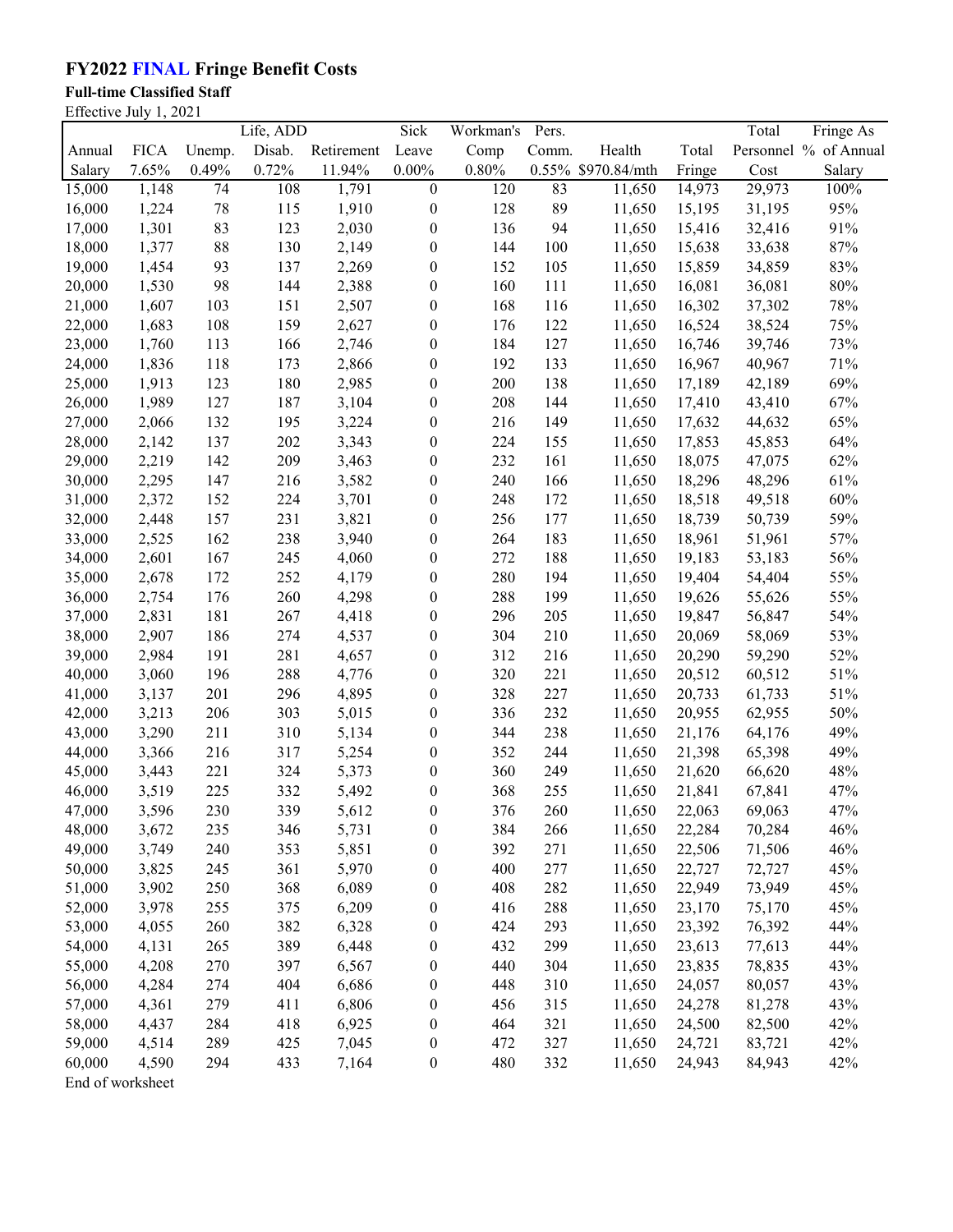# FY2022 FINAL Fringe Benefit Costs

**Full-time Classified Staff**

Effective July 1, 2021

| Annual Salary | FICA 7.65% | Unemp. 0.49% | Life, ADD Disab. 0.72% | Retirement 11.94% | Sick Leave 0.00% | Workman's Comp 0.80% | Pers. Comm. 0.55% | Health $970.84/mth | Total Fringe | Total Personnel Cost | Fringe As % of Annual Salary |
|---|---|---|---|---|---|---|---|---|---|---|---|
| 15,000 | 1,148 | 74 | 108 | 1,791 | 0 | 120 | 83 | 11,650 | 14,973 | 29,973 | 100% |
| 16,000 | 1,224 | 78 | 115 | 1,910 | 0 | 128 | 89 | 11,650 | 15,195 | 31,195 | 95% |
| 17,000 | 1,301 | 83 | 123 | 2,030 | 0 | 136 | 94 | 11,650 | 15,416 | 32,416 | 91% |
| 18,000 | 1,377 | 88 | 130 | 2,149 | 0 | 144 | 100 | 11,650 | 15,638 | 33,638 | 87% |
| 19,000 | 1,454 | 93 | 137 | 2,269 | 0 | 152 | 105 | 11,650 | 15,859 | 34,859 | 83% |
| 20,000 | 1,530 | 98 | 144 | 2,388 | 0 | 160 | 111 | 11,650 | 16,081 | 36,081 | 80% |
| 21,000 | 1,607 | 103 | 151 | 2,507 | 0 | 168 | 116 | 11,650 | 16,302 | 37,302 | 78% |
| 22,000 | 1,683 | 108 | 159 | 2,627 | 0 | 176 | 122 | 11,650 | 16,524 | 38,524 | 75% |
| 23,000 | 1,760 | 113 | 166 | 2,746 | 0 | 184 | 127 | 11,650 | 16,746 | 39,746 | 73% |
| 24,000 | 1,836 | 118 | 173 | 2,866 | 0 | 192 | 133 | 11,650 | 16,967 | 40,967 | 71% |
| 25,000 | 1,913 | 123 | 180 | 2,985 | 0 | 200 | 138 | 11,650 | 17,189 | 42,189 | 69% |
| 26,000 | 1,989 | 127 | 187 | 3,104 | 0 | 208 | 144 | 11,650 | 17,410 | 43,410 | 67% |
| 27,000 | 2,066 | 132 | 195 | 3,224 | 0 | 216 | 149 | 11,650 | 17,632 | 44,632 | 65% |
| 28,000 | 2,142 | 137 | 202 | 3,343 | 0 | 224 | 155 | 11,650 | 17,853 | 45,853 | 64% |
| 29,000 | 2,219 | 142 | 209 | 3,463 | 0 | 232 | 161 | 11,650 | 18,075 | 47,075 | 62% |
| 30,000 | 2,295 | 147 | 216 | 3,582 | 0 | 240 | 166 | 11,650 | 18,296 | 48,296 | 61% |
| 31,000 | 2,372 | 152 | 224 | 3,701 | 0 | 248 | 172 | 11,650 | 18,518 | 49,518 | 60% |
| 32,000 | 2,448 | 157 | 231 | 3,821 | 0 | 256 | 177 | 11,650 | 18,739 | 50,739 | 59% |
| 33,000 | 2,525 | 162 | 238 | 3,940 | 0 | 264 | 183 | 11,650 | 18,961 | 51,961 | 57% |
| 34,000 | 2,601 | 167 | 245 | 4,060 | 0 | 272 | 188 | 11,650 | 19,183 | 53,183 | 56% |
| 35,000 | 2,678 | 172 | 252 | 4,179 | 0 | 280 | 194 | 11,650 | 19,404 | 54,404 | 55% |
| 36,000 | 2,754 | 176 | 260 | 4,298 | 0 | 288 | 199 | 11,650 | 19,626 | 55,626 | 55% |
| 37,000 | 2,831 | 181 | 267 | 4,418 | 0 | 296 | 205 | 11,650 | 19,847 | 56,847 | 54% |
| 38,000 | 2,907 | 186 | 274 | 4,537 | 0 | 304 | 210 | 11,650 | 20,069 | 58,069 | 53% |
| 39,000 | 2,984 | 191 | 281 | 4,657 | 0 | 312 | 216 | 11,650 | 20,290 | 59,290 | 52% |
| 40,000 | 3,060 | 196 | 288 | 4,776 | 0 | 320 | 221 | 11,650 | 20,512 | 60,512 | 51% |
| 41,000 | 3,137 | 201 | 296 | 4,895 | 0 | 328 | 227 | 11,650 | 20,733 | 61,733 | 51% |
| 42,000 | 3,213 | 206 | 303 | 5,015 | 0 | 336 | 232 | 11,650 | 20,955 | 62,955 | 50% |
| 43,000 | 3,290 | 211 | 310 | 5,134 | 0 | 344 | 238 | 11,650 | 21,176 | 64,176 | 49% |
| 44,000 | 3,366 | 216 | 317 | 5,254 | 0 | 352 | 244 | 11,650 | 21,398 | 65,398 | 49% |
| 45,000 | 3,443 | 221 | 324 | 5,373 | 0 | 360 | 249 | 11,650 | 21,620 | 66,620 | 48% |
| 46,000 | 3,519 | 225 | 332 | 5,492 | 0 | 368 | 255 | 11,650 | 21,841 | 67,841 | 47% |
| 47,000 | 3,596 | 230 | 339 | 5,612 | 0 | 376 | 260 | 11,650 | 22,063 | 69,063 | 47% |
| 48,000 | 3,672 | 235 | 346 | 5,731 | 0 | 384 | 266 | 11,650 | 22,284 | 70,284 | 46% |
| 49,000 | 3,749 | 240 | 353 | 5,851 | 0 | 392 | 271 | 11,650 | 22,506 | 71,506 | 46% |
| 50,000 | 3,825 | 245 | 361 | 5,970 | 0 | 400 | 277 | 11,650 | 22,727 | 72,727 | 45% |
| 51,000 | 3,902 | 250 | 368 | 6,089 | 0 | 408 | 282 | 11,650 | 22,949 | 73,949 | 45% |
| 52,000 | 3,978 | 255 | 375 | 6,209 | 0 | 416 | 288 | 11,650 | 23,170 | 75,170 | 45% |
| 53,000 | 4,055 | 260 | 382 | 6,328 | 0 | 424 | 293 | 11,650 | 23,392 | 76,392 | 44% |
| 54,000 | 4,131 | 265 | 389 | 6,448 | 0 | 432 | 299 | 11,650 | 23,613 | 77,613 | 44% |
| 55,000 | 4,208 | 270 | 397 | 6,567 | 0 | 440 | 304 | 11,650 | 23,835 | 78,835 | 43% |
| 56,000 | 4,284 | 274 | 404 | 6,686 | 0 | 448 | 310 | 11,650 | 24,057 | 80,057 | 43% |
| 57,000 | 4,361 | 279 | 411 | 6,806 | 0 | 456 | 315 | 11,650 | 24,278 | 81,278 | 43% |
| 58,000 | 4,437 | 284 | 418 | 6,925 | 0 | 464 | 321 | 11,650 | 24,500 | 82,500 | 42% |
| 59,000 | 4,514 | 289 | 425 | 7,045 | 0 | 472 | 327 | 11,650 | 24,721 | 83,721 | 42% |
| 60,000 | 4,590 | 294 | 433 | 7,164 | 0 | 480 | 332 | 11,650 | 24,943 | 84,943 | 42% |

End of worksheet